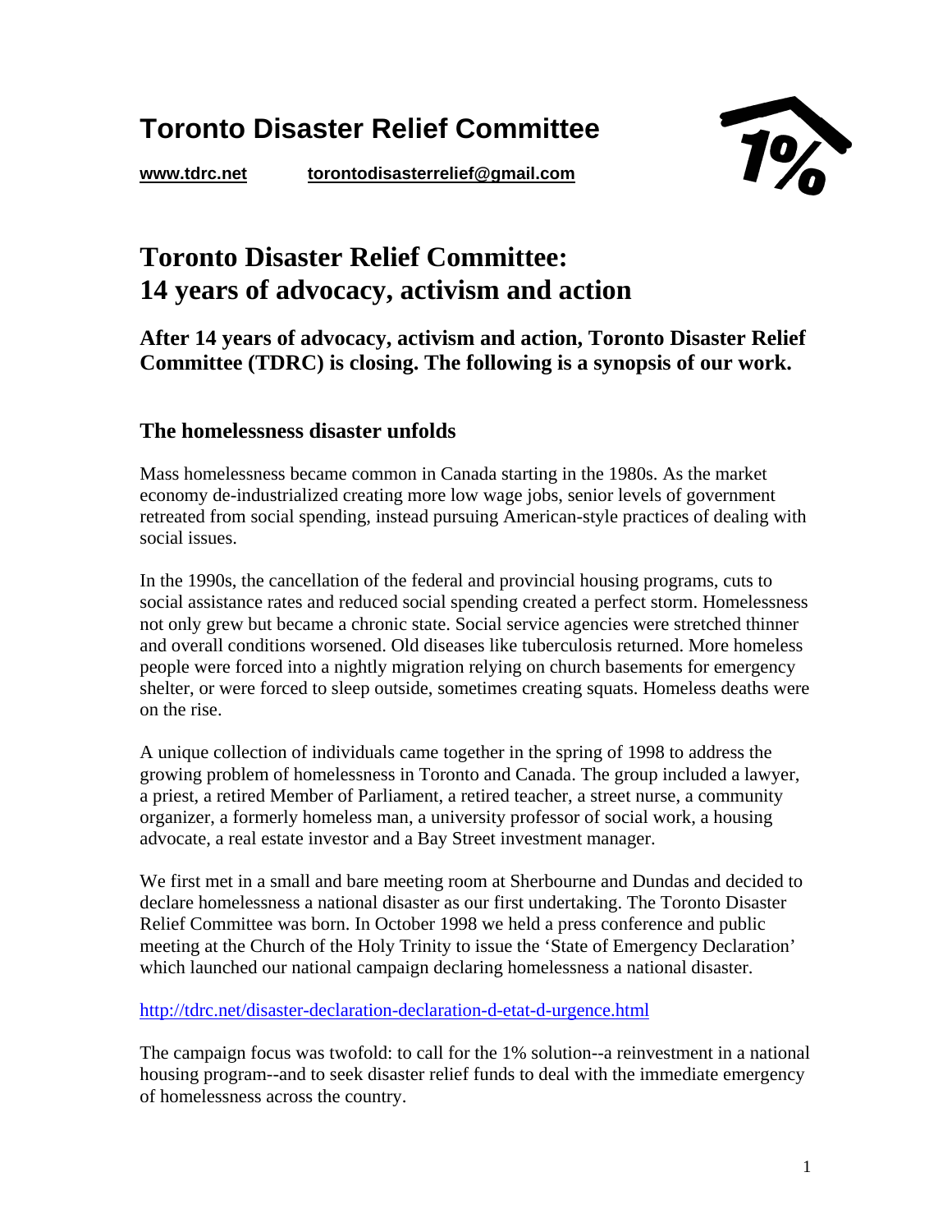# Toronto Disaster Relief Committee

**www.tdrc.net** **torontodisasterrelief@gmail.com**

# Toronto Disaster Relief Committee: 14 years of advocacy, activism and action

### After 14 years of advocacy, activism and action, Toronto Disaster Relief Committee (TDRC) is closing. The following is a synopsis of our work.

## The homelessness disaster unfolds

Mass homelessness became common in Canada starting in the 1980s. As the market economy de-industrialized creating more low wage jobs, senior levels of government retreated from social spending, instead pursuing American-style practices of dealing with social issues.

In the 1990s, the cancellation of the federal and provincial housing programs, cuts to social assistance rates and reduced social spending created a perfect storm. Homelessness not only grew but became a chronic state. Social service agencies were stretched thinner and overall conditions worsened. Old diseases like tuberculosis returned. More homeless people were forced into a nightly migration relying on church basements for emergency shelter, or were forced to sleep outside, sometimes creating squats. Homeless deaths were on the rise.

A unique collection of individuals came together in the spring of 1998 to address the growing problem of homelessness in Toronto and Canada. The group included a lawyer, a priest, a retired Member of Parliament, a retired teacher, a street nurse, a community organizer, a formerly homeless man, a university professor of social work, a housing advocate, a real estate investor and a Bay Street investment manager.

We first met in a small and bare meeting room at Sherbourne and Dundas and decided to declare homelessness a national disaster as our first undertaking. The Toronto Disaster Relief Committee was born. In October 1998 we held a press conference and public meeting at the Church of the Holy Trinity to issue the 'State of Emergency Declaration' which launched our national campaign declaring homelessness a national disaster.

http://tdrc.net/disaster-declaration-declaration-d-etat-d-urgence.html

The campaign focus was twofold: to call for the 1% solution--a reinvestment in a national housing program--and to seek disaster relief funds to deal with the immediate emergency of homelessness across the country.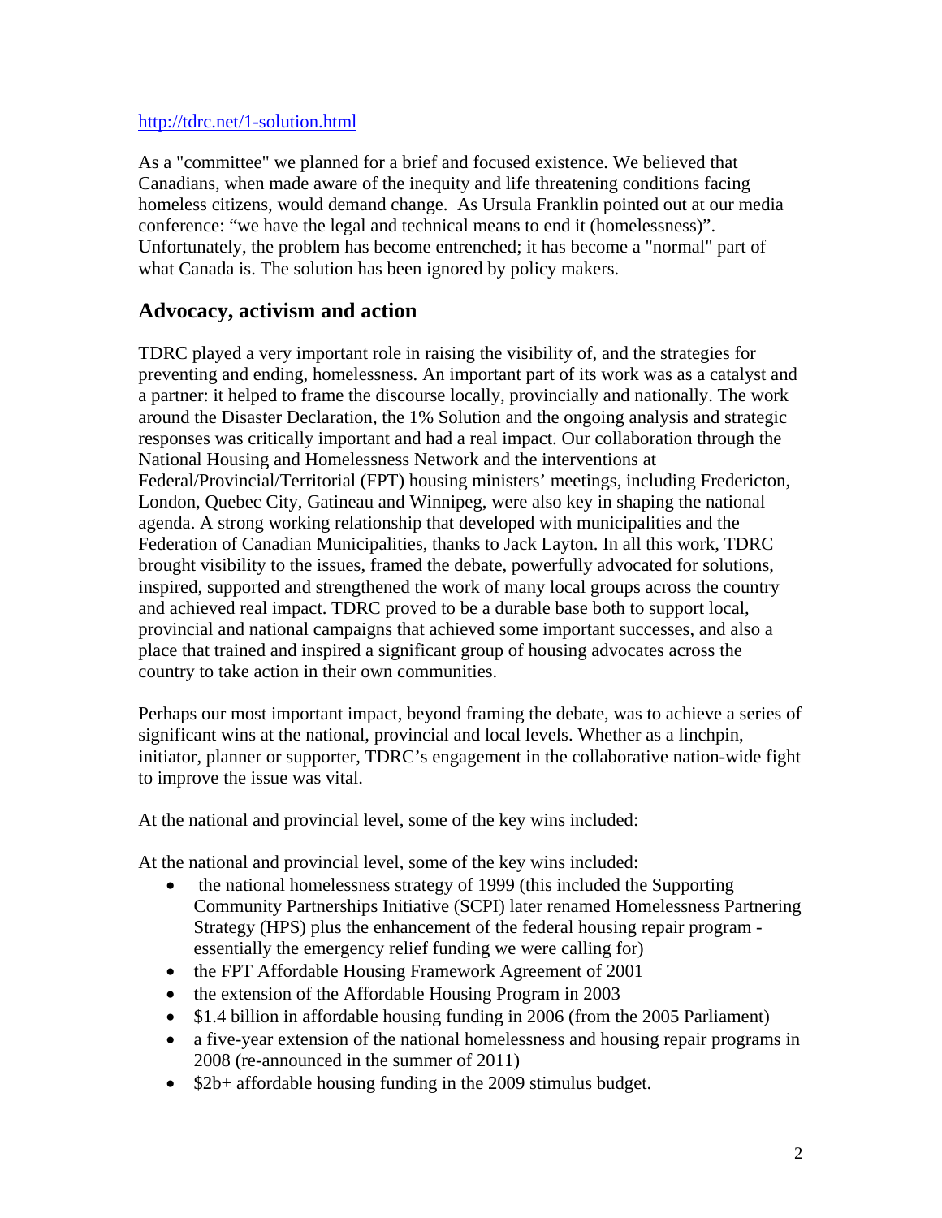http://tdrc.net/1-solution.html

As a "committee" we planned for a brief and focused existence. We believed that Canadians, when made aware of the inequity and life threatening conditions facing homeless citizens, would demand change. As Ursula Franklin pointed out at our media conference: "we have the legal and technical means to end it (homelessness)". Unfortunately, the problem has become entrenched; it has become a "normal" part of what Canada is. The solution has been ignored by policy makers.

## Advocacy, activism and action

TDRC played a very important role in raising the visibility of, and the strategies for preventing and ending, homelessness. An important part of its work was as a catalyst and a partner: it helped to frame the discourse locally, provincially and nationally. The work around the Disaster Declaration, the 1% Solution and the ongoing analysis and strategic responses was critically important and had a real impact. Our collaboration through the National Housing and Homelessness Network and the interventions at Federal/Provincial/Territorial (FPT) housing ministers' meetings, including Fredericton, London, Quebec City, Gatineau and Winnipeg, were also key in shaping the national agenda. A strong working relationship that developed with municipalities and the Federation of Canadian Municipalities, thanks to Jack Layton. In all this work, TDRC brought visibility to the issues, framed the debate, powerfully advocated for solutions, inspired, supported and strengthened the work of many local groups across the country and achieved real impact. TDRC proved to be a durable base both to support local, provincial and national campaigns that achieved some important successes, and also a place that trained and inspired a significant group of housing advocates across the country to take action in their own communities.

Perhaps our most important impact, beyond framing the debate, was to achieve a series of significant wins at the national, provincial and local levels. Whether as a linchpin, initiator, planner or supporter, TDRC's engagement in the collaborative nation-wide fight to improve the issue was vital.

At the national and provincial level, some of the key wins included:

At the national and provincial level, some of the key wins included:

- the national homelessness strategy of 1999 (this included the Supporting Community Partnerships Initiative (SCPI) later renamed Homelessness Partnering Strategy (HPS) plus the enhancement of the federal housing repair program - essentially the emergency relief funding we were calling for)
- the FPT Affordable Housing Framework Agreement of 2001
- the extension of the Affordable Housing Program in 2003
- $1.4 billion in affordable housing funding in 2006 (from the 2005 Parliament)
- a five-year extension of the national homelessness and housing repair programs in 2008 (re-announced in the summer of 2011)
- $2b+ affordable housing funding in the 2009 stimulus budget.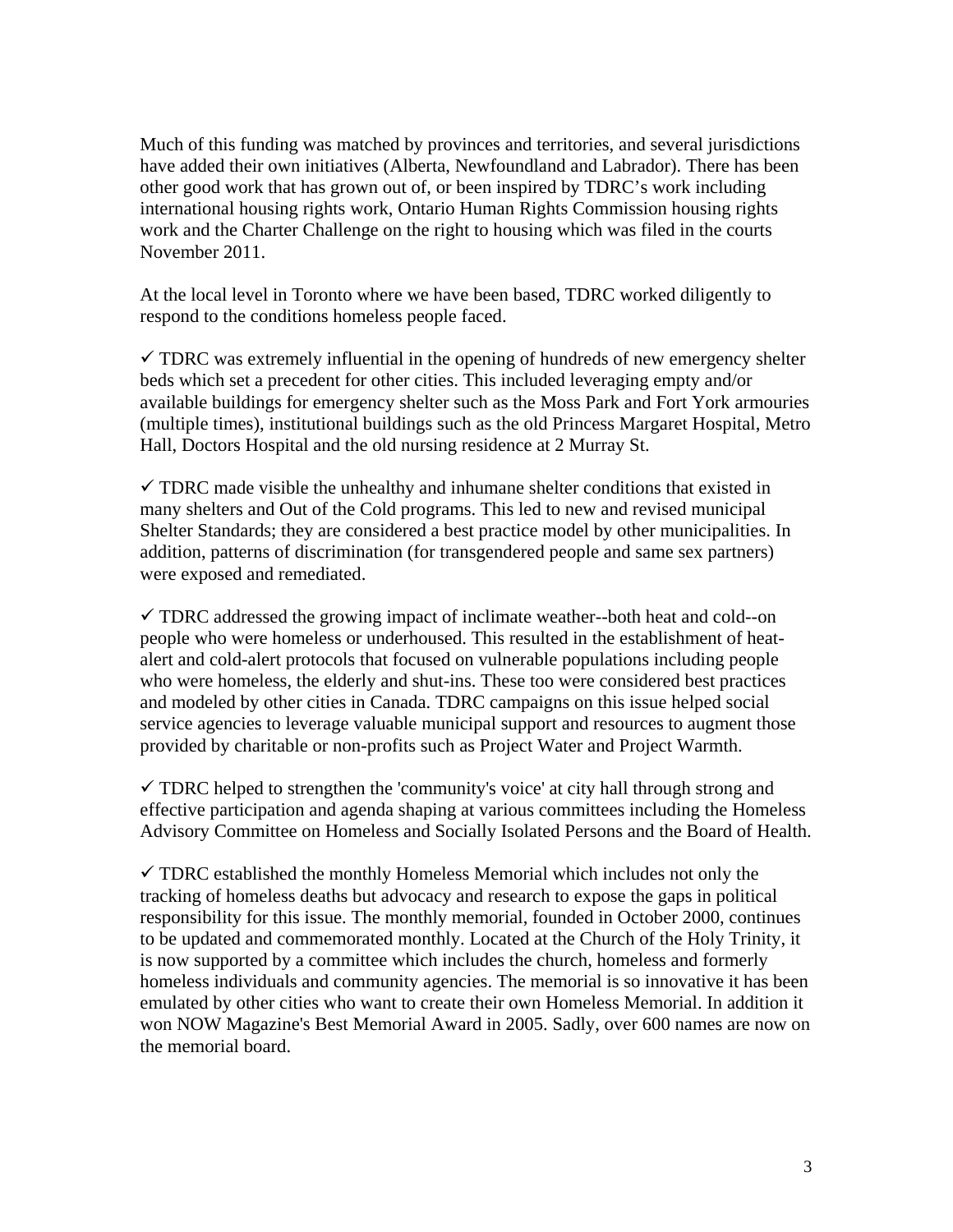Much of this funding was matched by provinces and territories, and several jurisdictions have added their own initiatives (Alberta, Newfoundland and Labrador). There has been other good work that has grown out of, or been inspired by TDRC's work including international housing rights work, Ontario Human Rights Commission housing rights work and the Charter Challenge on the right to housing which was filed in the courts November 2011.

At the local level in Toronto where we have been based, TDRC worked diligently to respond to the conditions homeless people faced.

✓ TDRC was extremely influential in the opening of hundreds of new emergency shelter beds which set a precedent for other cities. This included leveraging empty and/or available buildings for emergency shelter such as the Moss Park and Fort York armouries (multiple times), institutional buildings such as the old Princess Margaret Hospital, Metro Hall, Doctors Hospital and the old nursing residence at 2 Murray St.

✓ TDRC made visible the unhealthy and inhumane shelter conditions that existed in many shelters and Out of the Cold programs. This led to new and revised municipal Shelter Standards; they are considered a best practice model by other municipalities. In addition, patterns of discrimination (for transgendered people and same sex partners) were exposed and remediated.

✓ TDRC addressed the growing impact of inclimate weather--both heat and cold--on people who were homeless or underhoused. This resulted in the establishment of heat-alert and cold-alert protocols that focused on vulnerable populations including people who were homeless, the elderly and shut-ins. These too were considered best practices and modeled by other cities in Canada. TDRC campaigns on this issue helped social service agencies to leverage valuable municipal support and resources to augment those provided by charitable or non-profits such as Project Water and Project Warmth.

✓ TDRC helped to strengthen the 'community's voice' at city hall through strong and effective participation and agenda shaping at various committees including the Homeless Advisory Committee on Homeless and Socially Isolated Persons and the Board of Health.

✓ TDRC established the monthly Homeless Memorial which includes not only the tracking of homeless deaths but advocacy and research to expose the gaps in political responsibility for this issue. The monthly memorial, founded in October 2000, continues to be updated and commemorated monthly. Located at the Church of the Holy Trinity, it is now supported by a committee which includes the church, homeless and formerly homeless individuals and community agencies. The memorial is so innovative it has been emulated by other cities who want to create their own Homeless Memorial. In addition it won NOW Magazine's Best Memorial Award in 2005. Sadly, over 600 names are now on the memorial board.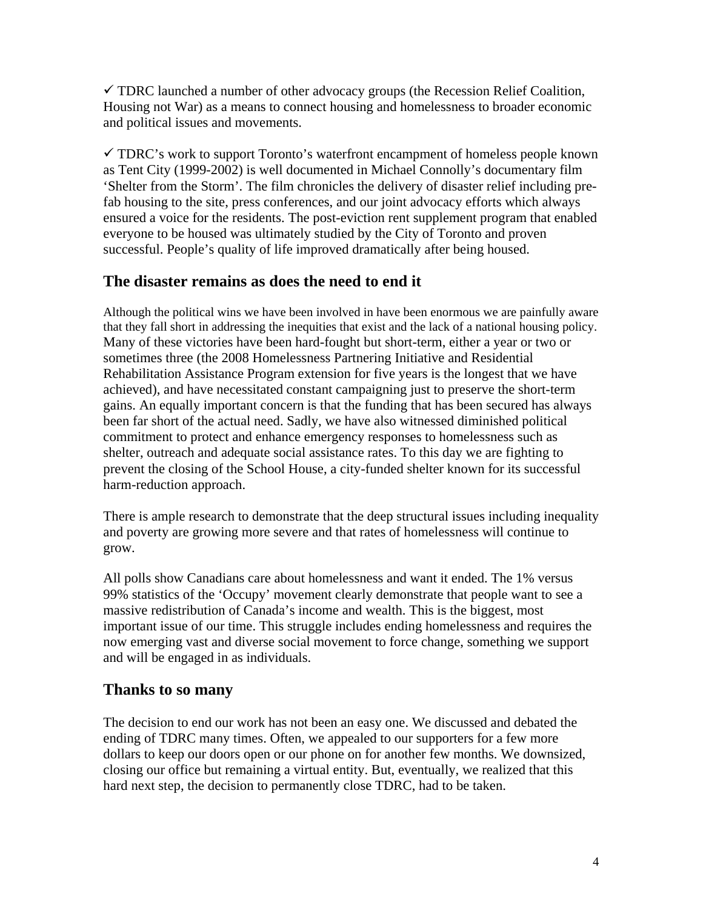✓ TDRC launched a number of other advocacy groups (the Recession Relief Coalition, Housing not War) as a means to connect housing and homelessness to broader economic and political issues and movements.

✓ TDRC's work to support Toronto's waterfront encampment of homeless people known as Tent City (1999-2002) is well documented in Michael Connolly's documentary film 'Shelter from the Storm'. The film chronicles the delivery of disaster relief including pre-fab housing to the site, press conferences, and our joint advocacy efforts which always ensured a voice for the residents. The post-eviction rent supplement program that enabled everyone to be housed was ultimately studied by the City of Toronto and proven successful. People's quality of life improved dramatically after being housed.

## The disaster remains as does the need to end it

Although the political wins we have been involved in have been enormous we are painfully aware that they fall short in addressing the inequities that exist and the lack of a national housing policy. Many of these victories have been hard-fought but short-term, either a year or two or sometimes three (the 2008 Homelessness Partnering Initiative and Residential Rehabilitation Assistance Program extension for five years is the longest that we have achieved), and have necessitated constant campaigning just to preserve the short-term gains. An equally important concern is that the funding that has been secured has always been far short of the actual need. Sadly, we have also witnessed diminished political commitment to protect and enhance emergency responses to homelessness such as shelter, outreach and adequate social assistance rates. To this day we are fighting to prevent the closing of the School House, a city-funded shelter known for its successful harm-reduction approach.

There is ample research to demonstrate that the deep structural issues including inequality and poverty are growing more severe and that rates of homelessness will continue to grow.

All polls show Canadians care about homelessness and want it ended. The 1% versus 99% statistics of the 'Occupy' movement clearly demonstrate that people want to see a massive redistribution of Canada's income and wealth. This is the biggest, most important issue of our time. This struggle includes ending homelessness and requires the now emerging vast and diverse social movement to force change, something we support and will be engaged in as individuals.

## Thanks to so many

The decision to end our work has not been an easy one. We discussed and debated the ending of TDRC many times. Often, we appealed to our supporters for a few more dollars to keep our doors open or our phone on for another few months. We downsized, closing our office but remaining a virtual entity. But, eventually, we realized that this hard next step, the decision to permanently close TDRC, had to be taken.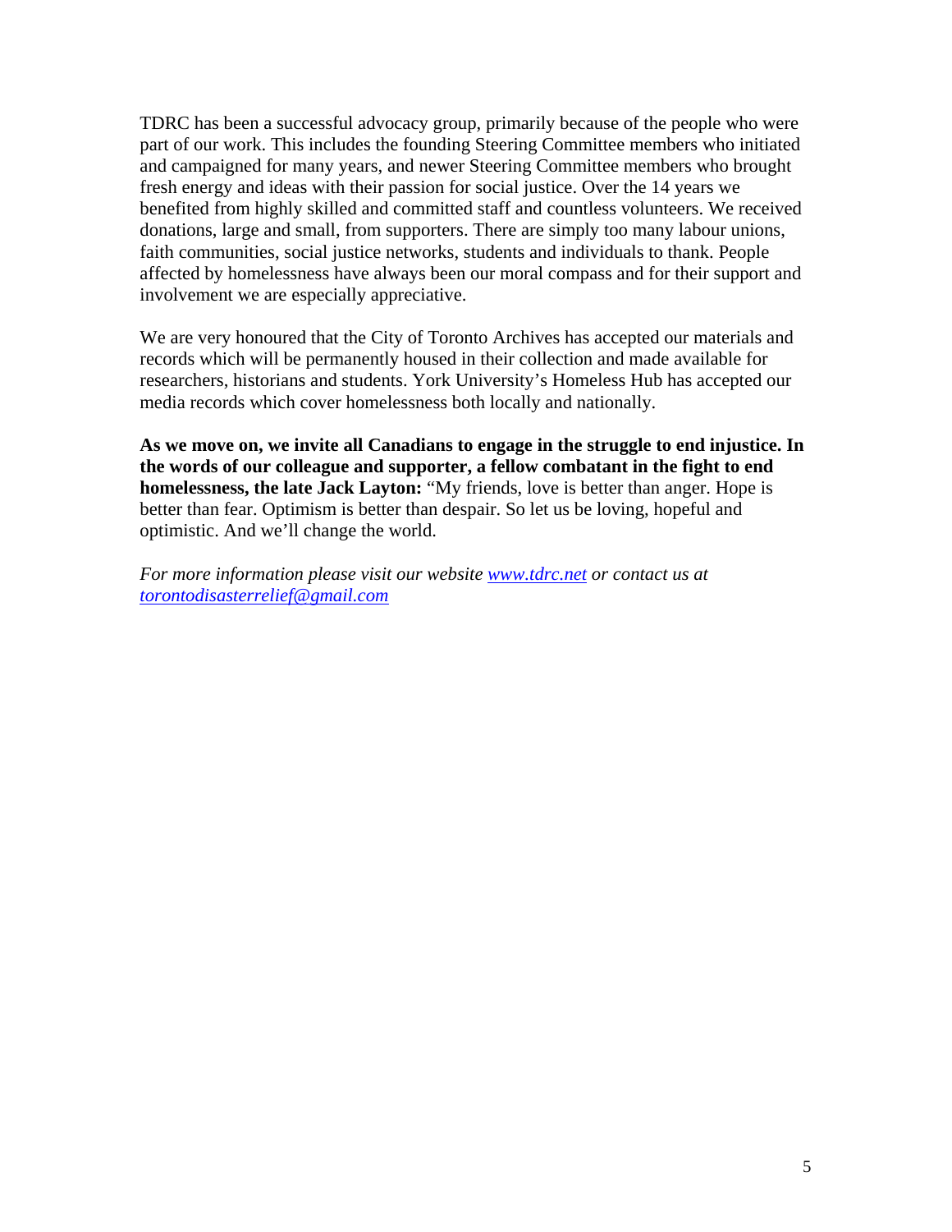TDRC has been a successful advocacy group, primarily because of the people who were part of our work. This includes the founding Steering Committee members who initiated and campaigned for many years, and newer Steering Committee members who brought fresh energy and ideas with their passion for social justice. Over the 14 years we benefited from highly skilled and committed staff and countless volunteers. We received donations, large and small, from supporters. There are simply too many labour unions, faith communities, social justice networks, students and individuals to thank. People affected by homelessness have always been our moral compass and for their support and involvement we are especially appreciative.

We are very honoured that the City of Toronto Archives has accepted our materials and records which will be permanently housed in their collection and made available for researchers, historians and students. York University's Homeless Hub has accepted our media records which cover homelessness both locally and nationally.

**As we move on, we invite all Canadians to engage in the struggle to end injustice. In the words of our colleague and supporter, a fellow combatant in the fight to end homelessness, the late Jack Layton:** "My friends, love is better than anger. Hope is better than fear. Optimism is better than despair. So let us be loving, hopeful and optimistic. And we'll change the world.

*For more information please visit our website [www.tdrc.net](http://www.tdrc.net) or contact us at [torontodisasterrelief@gmail.com](mailto:torontodisasterrelief@gmail.com)*